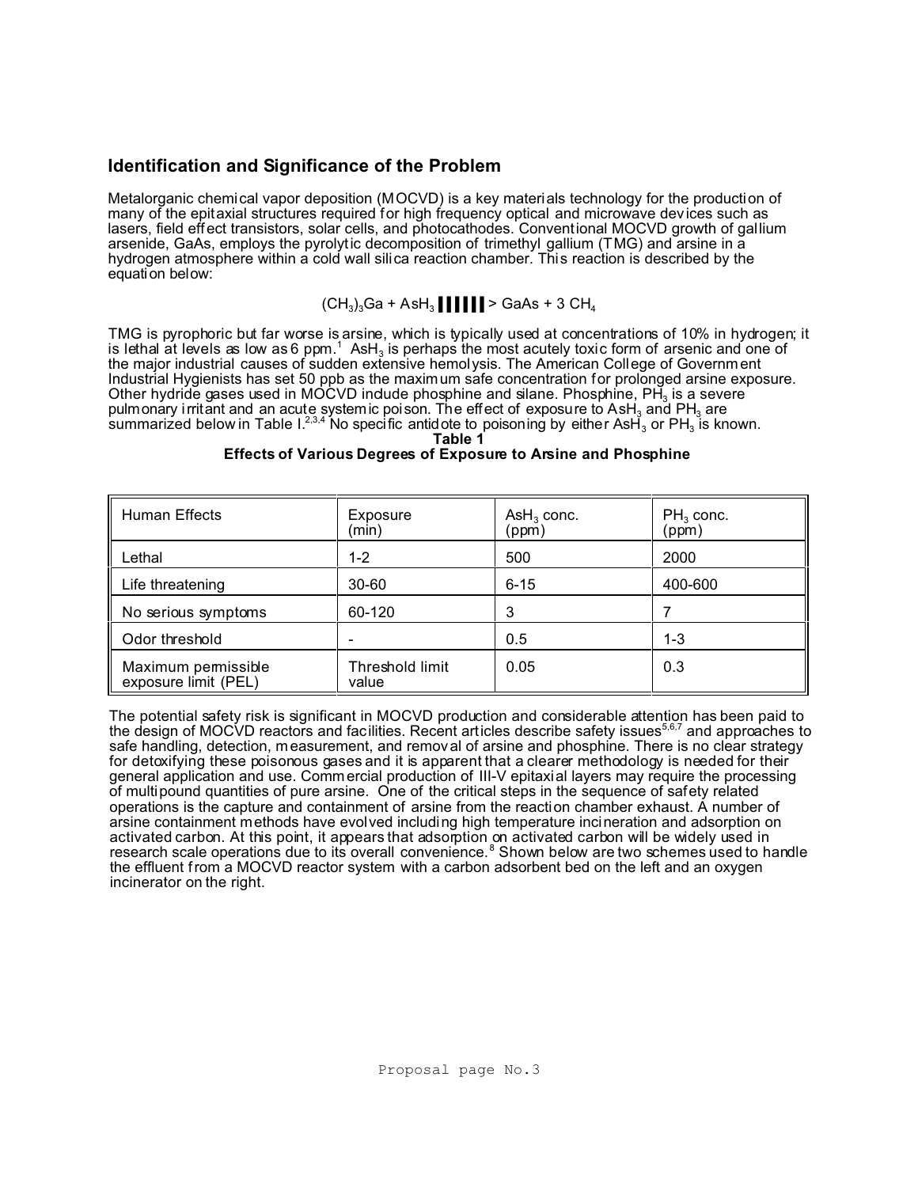## Identification and Significance of the Problem

Metalorganic chemical vapor deposition (MOCVD) is a key materials technology for the production of many of the epitaxial structures required for high frequency optical and microwave devices such as lasers, field effect transistors, solar cells, and photocathodes. Conventional MOCVD growth of gallium arsenide, GaAs, employs the pyrolytic decomposition of trimethyl gallium (TMG) and arsine in a hydrogen atmosphere within a cold wall silica reaction chamber. This reaction is described by the equation below:

$$(CH_3)_3Ga + AsH_3 \longrightarrow GaAs + 3\,CH_4$$

TMG is pyrophoric but far worse is arsine, which is typically used at concentrations of 10% in hydrogen; it is lethal at levels as low as 6 ppm.[1] $AsH_3$ is perhaps the most acutely toxic form of arsenic and one of the major industrial causes of sudden extensive hemolysis. The American College of Government Industrial Hygienists has set 50 ppb as the maximum safe concentration for prolonged arsine exposure. Other hydride gases used in MOCVD include phosphine and silane. Phosphine, $PH_3$ is a severe pulmonary irritant and an acute systemic poison. The effect of exposure to $AsH_3$ and $PH_3$ are summarized below in Table I.[2,3,4] No specific antidote to poisoning by either $AsH_3$ or $PH_3$ is known.

**Table 1**
**Effects of Various Degrees of Exposure to Arsine and Phosphine**

| Human Effects | Exposure (min) | $AsH_3$ conc. (ppm) | $PH_3$ conc. (ppm) |
|---|---|---|---|
| Lethal | 1-2 | 500 | 2000 |
| Life threatening | 30-60 | 6-15 | 400-600 |
| No serious symptoms | 60-120 | 3 | 7 |
| Odor threshold | - | 0.5 | 1-3 |
| Maximum permissible exposure limit (PEL) | Threshold limit value | 0.05 | 0.3 |

The potential safety risk is significant in MOCVD production and considerable attention has been paid to the design of MOCVD reactors and facilities. Recent articles describe safety issues[5,6,7] and approaches to safe handling, detection, measurement, and removal of arsine and phosphine. There is no clear strategy for detoxifying these poisonous gases and it is apparent that a clearer methodology is needed for their general application and use. Commercial production of III-V epitaxial layers may require the processing of multipound quantities of pure arsine. One of the critical steps in the sequence of safety related operations is the capture and containment of arsine from the reaction chamber exhaust. A number of arsine containment methods have evolved including high temperature incineration and adsorption on activated carbon. At this point, it appears that adsorption on activated carbon will be widely used in research scale operations due to its overall convenience.[8] Shown below are two schemes used to handle the effluent from a MOCVD reactor system with a carbon adsorbent bed on the left and an oxygen incinerator on the right.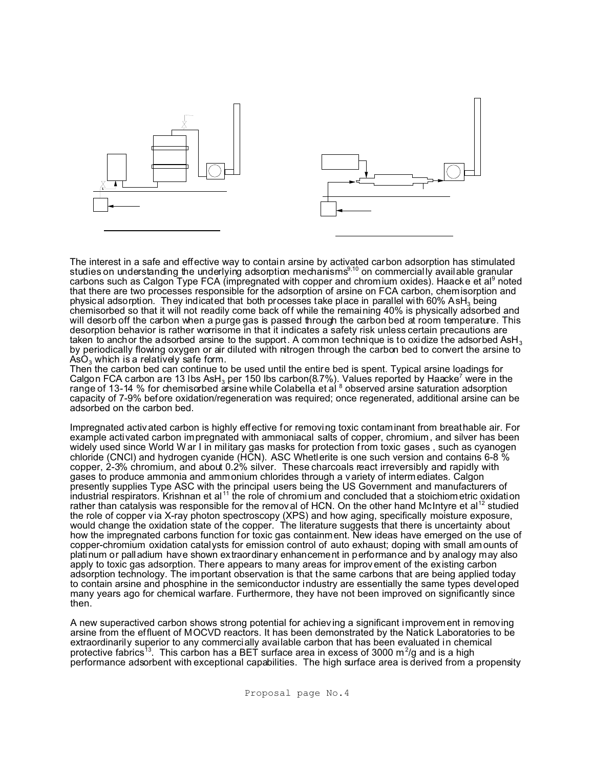The interest in a safe and effective way to contain arsine by activated carbon adsorption has stimulated studies on understanding the underlying adsorption mechanisms[9,10] on commercially available granular carbons such as Calgon Type FCA (impregnated with copper and chromium oxides). Haacke et al[9] noted that there are two processes responsible for the adsorption of arsine on FCA carbon, chemisorption and physical adsorption. They indicated that both processes take place in parallel with 60% $AsH_3$ being chemisorbed so that it will not readily come back off while the remaining 40% is physically adsorbed and will desorb off the carbon when a purge gas is passed through the carbon bed at room temperature. This desorption behavior is rather worrisome in that it indicates a safety risk unless certain precautions are taken to anchor the adsorbed arsine to the support. A common technique is to oxidize the adsorbed $AsH_3$ by periodically flowing oxygen or air diluted with nitrogen through the carbon bed to convert the arsine to $AsO_3$ which is a relatively safe form.
Then the carbon bed can continue to be used until the entire bed is spent. Typical arsine loadings for Calgon FCA carbon are 13 lbs $AsH_3$ per 150 lbs carbon(8.7%). Values reported by Haacke[7] were in the range of 13-14 % for chemisorbed arsine while Colabella et al [8] observed arsine saturation adsorption capacity of 7-9% before oxidation/regeneration was required; once regenerated, additional arsine can be adsorbed on the carbon bed.

Impregnated activated carbon is highly effective for removing toxic contaminant from breathable air. For example activated carbon impregnated with ammoniacal salts of copper, chromium, and silver has been widely used since World War I in military gas masks for protection from toxic gases , such as cyanogen chloride (CNCl) and hydrogen cyanide (HCN). ASC Whetlerite is one such version and contains 6-8 % copper, 2-3% chromium, and about 0.2% silver. These charcoals react irreversibly and rapidly with gases to produce ammonia and ammonium chlorides through a variety of intermediates. Calgon presently supplies Type ASC with the principal users being the US Government and manufacturers of industrial respirators. Krishnan et al[11] the role of chromium and concluded that a stoichiometric oxidation rather than catalysis was responsible for the removal of HCN. On the other hand McIntyre et al[12] studied the role of copper via X-ray photon spectroscopy (XPS) and how aging, specifically moisture exposure, would change the oxidation state of the copper. The literature suggests that there is uncertainty about how the impregnated carbons function for toxic gas containment. New ideas have emerged on the use of copper-chromium oxidation catalysts for emission control of auto exhaust; doping with small amounts of platinum or palladium have shown extraordinary enhancement in performance and by analogy may also apply to toxic gas adsorption. There appears to many areas for improvement of the existing carbon adsorption technology. The important observation is that the same carbons that are being applied today to contain arsine and phosphine in the semiconductor industry are essentially the same types developed many years ago for chemical warfare. Furthermore, they have not been improved on significantly since then.

A new superactived carbon shows strong potential for achieving a significant improvement in removing arsine from the effluent of MOCVD reactors. It has been demonstrated by the Natick Laboratories to be extraordinarily superior to any commercially available carbon that has been evaluated in chemical protective fabrics[13]. This carbon has a BET surface area in excess of 3000 $m^2/g$ and is a high performance adsorbent with exceptional capabilities. The high surface area is derived from a propensity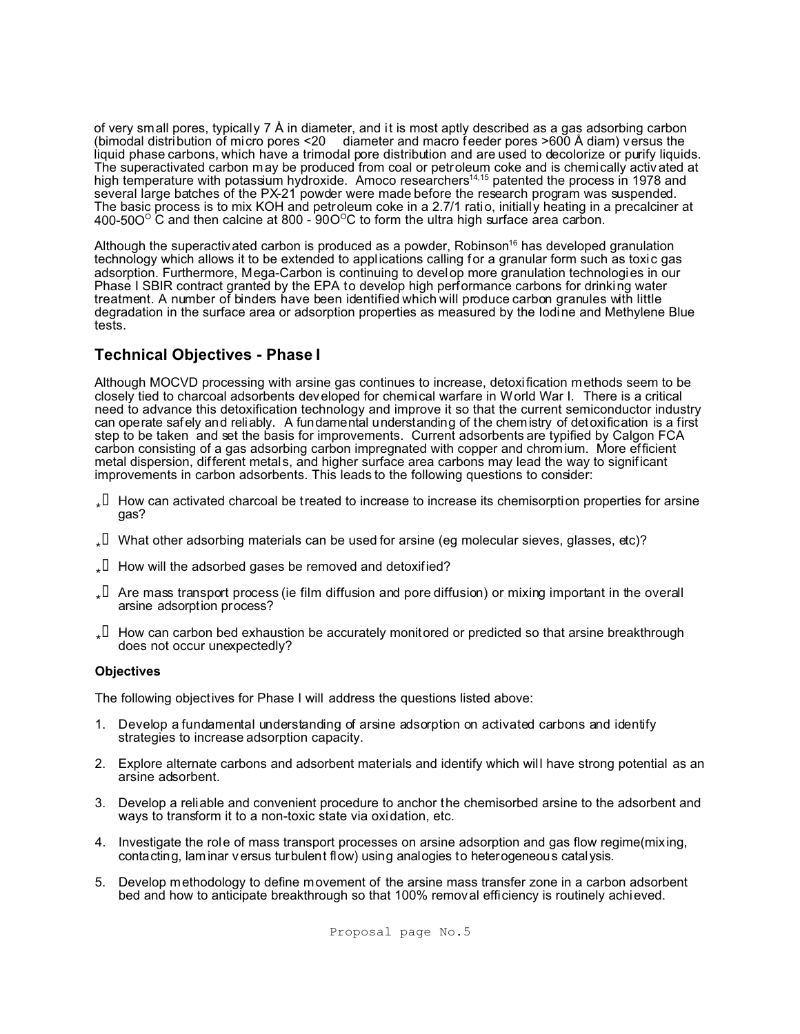of very small pores, typically 7 Å in diameter, and it is most aptly described as a gas adsorbing carbon (bimodal distribution of micro pores <20 diameter and macro feeder pores >600 Å diam) versus the liquid phase carbons, which have a trimodal pore distribution and are used to decolorize or purify liquids. The superactivated carbon may be produced from coal or petroleum coke and is chemically activated at high temperature with potassium hydroxide. Amoco researchers[14,15] patented the process in 1978 and several large batches of the PX-21 powder were made before the research program was suspended. The basic process is to mix KOH and petroleum coke in a 2.7/1 ratio, initially heating in a precalciner at 400-50O$^{O}$ C and then calcine at 800 - 90O$^{O}$C to form the ultra high surface area carbon.

Although the superactivated carbon is produced as a powder, Robinson[16] has developed granulation technology which allows it to be extended to applications calling for a granular form such as toxic gas adsorption. Furthermore, Mega-Carbon is continuing to develop more granulation technologies in our Phase I SBIR contract granted by the EPA to develop high performance carbons for drinking water treatment. A number of binders have been identified which will produce carbon granules with little degradation in the surface area or adsorption properties as measured by the Iodine and Methylene Blue tests.

## Technical Objectives - Phase I

Although MOCVD processing with arsine gas continues to increase, detoxification methods seem to be closely tied to charcoal adsorbents developed for chemical warfare in World War I. There is a critical need to advance this detoxification technology and improve it so that the current semiconductor industry can operate safely and reliably. A fundamental understanding of the chemistry of detoxification is a first step to be taken and set the basis for improvements. Current adsorbents are typified by Calgon FCA carbon consisting of a gas adsorbing carbon impregnated with copper and chromium. More efficient metal dispersion, different metals, and higher surface area carbons may lead the way to significant improvements in carbon adsorbents. This leads to the following questions to consider:

- How can activated charcoal be treated to increase to increase its chemisorption properties for arsine gas?
- What other adsorbing materials can be used for arsine (eg molecular sieves, glasses, etc)?
- How will the adsorbed gases be removed and detoxified?
- Are mass transport process (ie film diffusion and pore diffusion) or mixing important in the overall arsine adsorption process?
- How can carbon bed exhaustion be accurately monitored or predicted so that arsine breakthrough does not occur unexpectedly?

### Objectives

The following objectives for Phase I will address the questions listed above:

1. Develop a fundamental understanding of arsine adsorption on activated carbons and identify strategies to increase adsorption capacity.
2. Explore alternate carbons and adsorbent materials and identify which will have strong potential as an arsine adsorbent.
3. Develop a reliable and convenient procedure to anchor the chemisorbed arsine to the adsorbent and ways to transform it to a non-toxic state via oxidation, etc.
4. Investigate the role of mass transport processes on arsine adsorption and gas flow regime(mixing, contacting, laminar versus turbulent flow) using analogies to heterogeneous catalysis.
5. Develop methodology to define movement of the arsine mass transfer zone in a carbon adsorbent bed and how to anticipate breakthrough so that 100% removal efficiency is routinely achieved.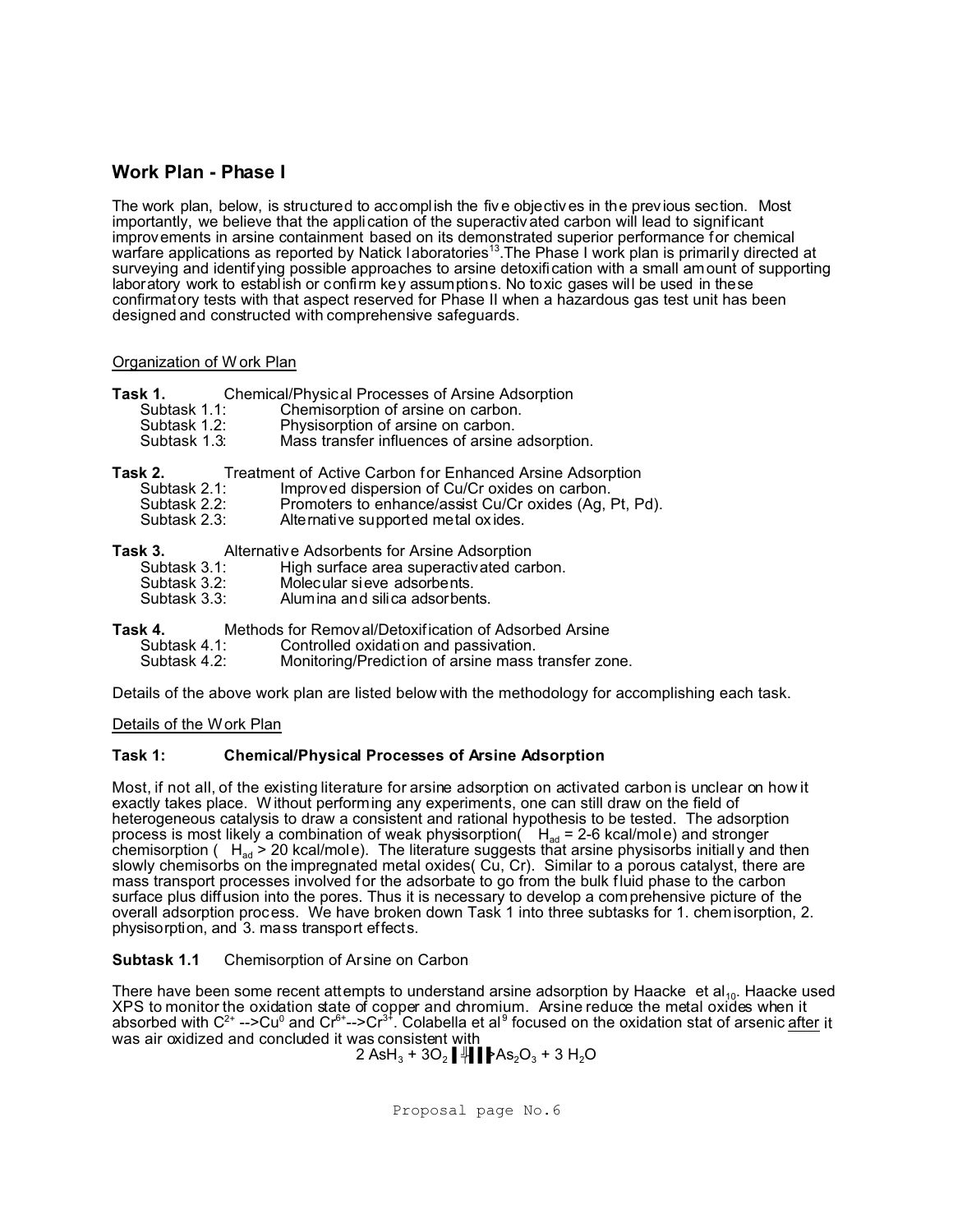## Work Plan - Phase I

The work plan, below, is structured to accomplish the five objectives in the previous section. Most importantly, we believe that the application of the superactivated carbon will lead to significant improvements in arsine containment based on its demonstrated superior performance for chemical warfare applications as reported by Natick laboratories[13]. The Phase I work plan is primarily directed at surveying and identifying possible approaches to arsine detoxification with a small amount of supporting laboratory work to establish or confirm key assumptions. No toxic gases will be used in these confirmatory tests with that aspect reserved for Phase II when a hazardous gas test unit has been designed and constructed with comprehensive safeguards.

Organization of Work Plan

**Task 1.** Chemical/Physical Processes of Arsine Adsorption
- Subtask 1.1: Chemisorption of arsine on carbon.
- Subtask 1.2: Physisorption of arsine on carbon.
- Subtask 1.3: Mass transfer influences of arsine adsorption.

**Task 2.** Treatment of Active Carbon for Enhanced Arsine Adsorption
- Subtask 2.1: Improved dispersion of Cu/Cr oxides on carbon.
- Subtask 2.2: Promoters to enhance/assist Cu/Cr oxides (Ag, Pt, Pd).
- Subtask 2.3: Alternative supported metal oxides.

**Task 3.** Alternative Adsorbents for Arsine Adsorption
- Subtask 3.1: High surface area superactivated carbon.
- Subtask 3.2: Molecular sieve adsorbents.
- Subtask 3.3: Alumina and silica adsorbents.

**Task 4.** Methods for Removal/Detoxification of Adsorbed Arsine
- Subtask 4.1: Controlled oxidation and passivation.
- Subtask 4.2: Monitoring/Prediction of arsine mass transfer zone.

Details of the above work plan are listed below with the methodology for accomplishing each task.

Details of the Work Plan

### Task 1: Chemical/Physical Processes of Arsine Adsorption

Most, if not all, of the existing literature for arsine adsorption on activated carbon is unclear on how it exactly takes place. Without performing any experiments, one can still draw on the field of heterogeneous catalysis to draw a consistent and rational hypothesis to be tested. The adsorption process is most likely a combination of weak physisorption( $H_{ad}$ = 2-6 kcal/mole) and stronger chemisorption ( $H_{ad}$ > 20 kcal/mole). The literature suggests that arsine physisorbs initially and then slowly chemisorbs on the impregnated metal oxides( Cu, Cr). Similar to a porous catalyst, there are mass transport processes involved for the adsorbate to go from the bulk fluid phase to the carbon surface plus diffusion into the pores. Thus it is necessary to develop a comprehensive picture of the overall adsorption process. We have broken down Task 1 into three subtasks for 1. chemisorption, 2. physisorption, and 3. mass transport effects.

**Subtask 1.1** Chemisorption of Arsine on Carbon

There have been some recent attempts to understand arsine adsorption by Haacke et al$_{10}$. Haacke used XPS to monitor the oxidation state of copper and chromium. Arsine reduce the metal oxides when it absorbed with $C^{2+} \rightarrow Cu^{0}$ and $Cr^{6+} \rightarrow Cr^{3+}$. Colabella et al[9] focused on the oxidation stat of arsenic after it was air oxidized and concluded it was consistent with

$$2\,AsH_3 + 3O_2 \rightarrow As_2O_3 + 3\,H_2O$$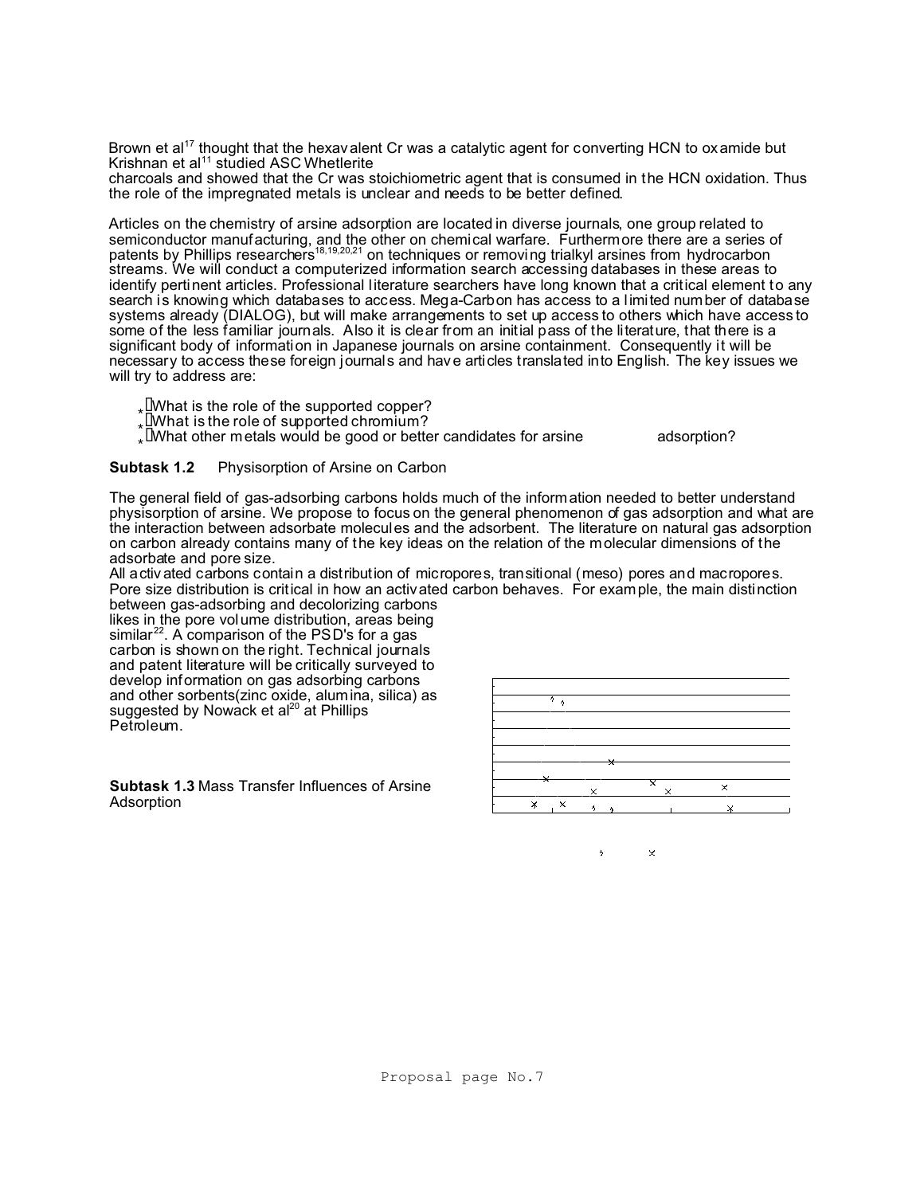Brown et al[17] thought that the hexavalent Cr was a catalytic agent for converting HCN to oxamide but Krishnan et al[11] studied ASC Whetlerite
charcoals and showed that the Cr was stoichiometric agent that is consumed in the HCN oxidation. Thus the role of the impregnated metals is unclear and needs to be better defined.

Articles on the chemistry of arsine adsorption are located in diverse journals, one group related to semiconductor manufacturing, and the other on chemical warfare. Furthermore there are a series of patents by Phillips researchers[18,19,20,21] on techniques or removing trialkyl arsines from hydrocarbon streams. We will conduct a computerized information search accessing databases in these areas to identify pertinent articles. Professional literature searchers have long known that a critical element to any search is knowing which databases to access. Mega-Carbon has access to a limited number of database systems already (DIALOG), but will make arrangements to set up access to others which have access to some of the less familiar journals. Also it is clear from an initial pass of the literature, that there is a significant body of information in Japanese journals on arsine containment. Consequently it will be necessary to access these foreign journals and have articles translated into English. The key issues we will try to address are:

- What is the role of the supported copper?
- What is the role of supported chromium?
- What other metals would be good or better candidates for arsine adsorption?

**Subtask 1.2** Physisorption of Arsine on Carbon

The general field of gas-adsorbing carbons holds much of the information needed to better understand physisorption of arsine. We propose to focus on the general phenomenon of gas adsorption and what are the interaction between adsorbate molecules and the adsorbent. The literature on natural gas adsorption on carbon already contains many of the key ideas on the relation of the molecular dimensions of the adsorbate and pore size.

All activated carbons contain a distribution of micropores, transitional (meso) pores and macropores. Pore size distribution is critical in how an activated carbon behaves. For example, the main distinction between gas-adsorbing and decolorizing carbons likes in the pore volume distribution, areas being similar[22]. A comparison of the PSD's for a gas carbon is shown on the right. Technical journals and patent literature will be critically surveyed to develop information on gas adsorbing carbons and other sorbents(zinc oxide, alumina, silica) as suggested by Nowack et al[20] at Phillips Petroleum.

**Subtask 1.3** Mass Transfer Influences of Arsine Adsorption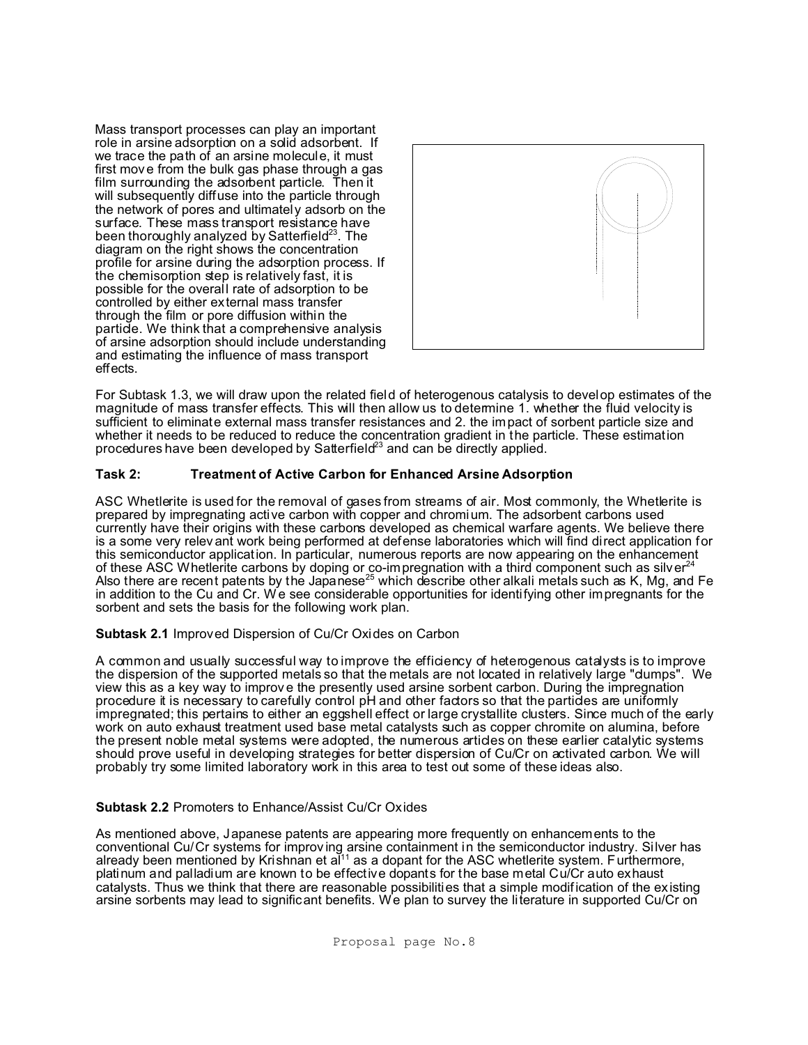Mass transport processes can play an important role in arsine adsorption on a solid adsorbent. If we trace the path of an arsine molecule, it must first move from the bulk gas phase through a gas film surrounding the adsorbent particle. Then it will subsequently diffuse into the particle through the network of pores and ultimately adsorb on the surface. These mass transport resistance have been thoroughly analyzed by Satterfield[23]. The diagram on the right shows the concentration profile for arsine during the adsorption process. If the chemisorption step is relatively fast, it is possible for the overall rate of adsorption to be controlled by either external mass transfer through the film or pore diffusion within the particle. We think that a comprehensive analysis of arsine adsorption should include understanding and estimating the influence of mass transport effects.

For Subtask 1.3, we will draw upon the related field of heterogenous catalysis to develop estimates of the magnitude of mass transfer effects. This will then allow us to determine 1. whether the fluid velocity is sufficient to eliminate external mass transfer resistances and 2. the impact of sorbent particle size and whether it needs to be reduced to reduce the concentration gradient in the particle. These estimation procedures have been developed by Satterfield[23] and can be directly applied.

## Task 2: Treatment of Active Carbon for Enhanced Arsine Adsorption

ASC Whetlerite is used for the removal of gases from streams of air. Most commonly, the Whetlerite is prepared by impregnating active carbon with copper and chromium. The adsorbent carbons used currently have their origins with these carbons developed as chemical warfare agents. We believe there is a some very relevant work being performed at defense laboratories which will find direct application for this semiconductor application. In particular, numerous reports are now appearing on the enhancement of these ASC Whetlerite carbons by doping or co-impregnation with a third component such as silver[24] Also there are recent patents by the Japanese[25] which describe other alkali metals such as K, Mg, and Fe in addition to the Cu and Cr. We see considerable opportunities for identifying other impregnants for the sorbent and sets the basis for the following work plan.

**Subtask 2.1** Improved Dispersion of Cu/Cr Oxides on Carbon

A common and usually successful way to improve the efficiency of heterogenous catalysts is to improve the dispersion of the supported metals so that the metals are not located in relatively large "clumps". We view this as a key way to improve the presently used arsine sorbent carbon. During the impregnation procedure it is necessary to carefully control pH and other factors so that the particles are uniformly impregnated; this pertains to either an eggshell effect or large crystallite clusters. Since much of the early work on auto exhaust treatment used base metal catalysts such as copper chromite on alumina, before the present noble metal systems were adopted, the numerous articles on these earlier catalytic systems should prove useful in developing strategies for better dispersion of Cu/Cr on activated carbon. We will probably try some limited laboratory work in this area to test out some of these ideas also.

**Subtask 2.2** Promoters to Enhance/Assist Cu/Cr Oxides

As mentioned above, Japanese patents are appearing more frequently on enhancements to the conventional Cu/Cr systems for improving arsine containment in the semiconductor industry. Silver has already been mentioned by Krishnan et al[11] as a dopant for the ASC whetlerite system. Furthermore, platinum and palladium are known to be effective dopants for the base metal Cu/Cr auto exhaust catalysts. Thus we think that there are reasonable possibilities that a simple modification of the existing arsine sorbents may lead to significant benefits. We plan to survey the literature in supported Cu/Cr on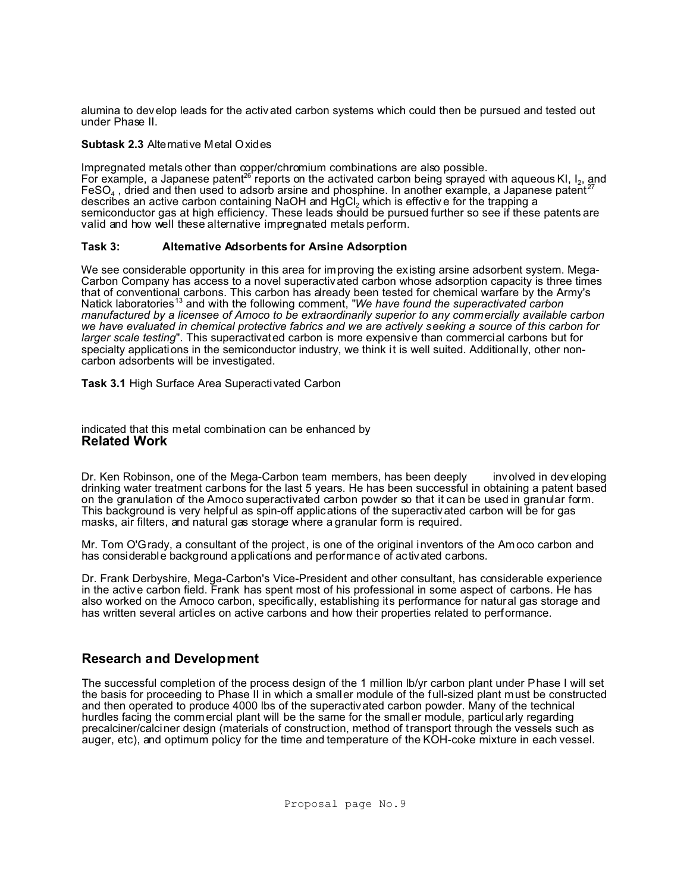alumina to develop leads for the activated carbon systems which could then be pursued and tested out under Phase II.

**Subtask 2.3** Alternative Metal Oxides

Impregnated metals other than copper/chromium combinations are also possible.
For example, a Japanese patent[26] reports on the activated carbon being sprayed with aqueous KI, $I_2$, and $FeSO_4$ , dried and then used to adsorb arsine and phosphine. In another example, a Japanese patent[27] describes an active carbon containing NaOH and $HgCl_2$ which is effective for the trapping a semiconductor gas at high efficiency. These leads should be pursued further so see if these patents are valid and how well these alternative impregnated metals perform.

**Task 3: Alternative Adsorbents for Arsine Adsorption**

We see considerable opportunity in this area for improving the existing arsine adsorbent system. Mega-Carbon Company has access to a novel superactivated carbon whose adsorption capacity is three times that of conventional carbons. This carbon has already been tested for chemical warfare by the Army's Natick laboratories[13] and with the following comment, "*We have found the superactivated carbon manufactured by a licensee of Amoco to be extraordinarily superior to any commercially available carbon we have evaluated in chemical protective fabrics and we are actively seeking a source of this carbon for larger scale testing*". This superactivated carbon is more expensive than commercial carbons but for specialty applications in the semiconductor industry, we think it is well suited. Additionally, other non-carbon adsorbents will be investigated.

**Task 3.1** High Surface Area Superactivated Carbon

indicated that this metal combination can be enhanced by

## Related Work

Dr. Ken Robinson, one of the Mega-Carbon team members, has been deeply involved in developing drinking water treatment carbons for the last 5 years. He has been successful in obtaining a patent based on the granulation of the Amoco superactivated carbon powder so that it can be used in granular form. This background is very helpful as spin-off applications of the superactivated carbon will be for gas masks, air filters, and natural gas storage where a granular form is required.

Mr. Tom O'Grady, a consultant of the project, is one of the original inventors of the Amoco carbon and has considerable background applications and performance of activated carbons.

Dr. Frank Derbyshire, Mega-Carbon's Vice-President and other consultant, has considerable experience in the active carbon field. Frank has spent most of his professional in some aspect of carbons. He has also worked on the Amoco carbon, specifically, establishing its performance for natural gas storage and has written several articles on active carbons and how their properties related to performance.

## Research and Development

The successful completion of the process design of the 1 million lb/yr carbon plant under Phase I will set the basis for proceeding to Phase II in which a smaller module of the full-sized plant must be constructed and then operated to produce 4000 lbs of the superactivated carbon powder. Many of the technical hurdles facing the commercial plant will be the same for the smaller module, particularly regarding precalciner/calciner design (materials of construction, method of transport through the vessels such as auger, etc), and optimum policy for the time and temperature of the KOH-coke mixture in each vessel.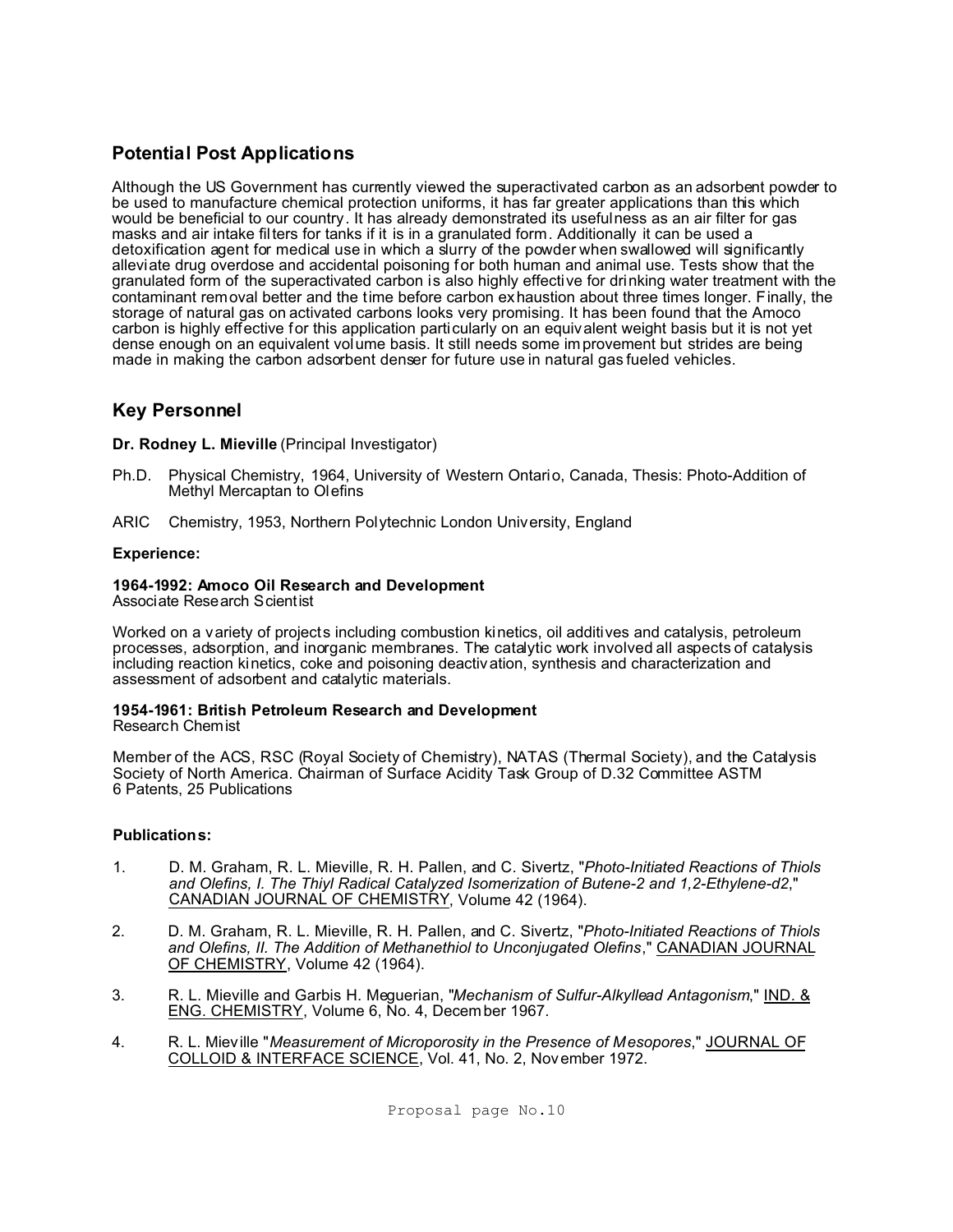## Potential Post Applications

Although the US Government has currently viewed the superactivated carbon as an adsorbent powder to be used to manufacture chemical protection uniforms, it has far greater applications than this which would be beneficial to our country. It has already demonstrated its usefulness as an air filter for gas masks and air intake filters for tanks if it is in a granulated form. Additionally it can be used a detoxification agent for medical use in which a slurry of the powder when swallowed will significantly alleviate drug overdose and accidental poisoning for both human and animal use. Tests show that the granulated form of the superactivated carbon is also highly effective for drinking water treatment with the contaminant removal better and the time before carbon exhaustion about three times longer. Finally, the storage of natural gas on activated carbons looks very promising. It has been found that the Amoco carbon is highly effective for this application particularly on an equivalent weight basis but it is not yet dense enough on an equivalent volume basis. It still needs some improvement but strides are being made in making the carbon adsorbent denser for future use in natural gas fueled vehicles.

## Key Personnel

**Dr. Rodney L. Mieville** (Principal Investigator)

Ph.D. Physical Chemistry, 1964, University of Western Ontario, Canada, Thesis: Photo-Addition of Methyl Mercaptan to Olefins

ARIC Chemistry, 1953, Northern Polytechnic London University, England

**Experience:**

**1964-1992: Amoco Oil Research and Development**
Associate Research Scientist

Worked on a variety of projects including combustion kinetics, oil additives and catalysis, petroleum processes, adsorption, and inorganic membranes. The catalytic work involved all aspects of catalysis including reaction kinetics, coke and poisoning deactivation, synthesis and characterization and assessment of adsorbent and catalytic materials.

**1954-1961: British Petroleum Research and Development**
Research Chemist

Member of the ACS, RSC (Royal Society of Chemistry), NATAS (Thermal Society), and the Catalysis Society of North America. Chairman of Surface Acidity Task Group of D.32 Committee ASTM
6 Patents, 25 Publications

**Publications:**

1. D. M. Graham, R. L. Mieville, R. H. Pallen, and C. Sivertz, "*Photo-Initiated Reactions of Thiols and Olefins, I. The Thiyl Radical Catalyzed Isomerization of Butene-2 and 1,2-Ethylene-d2*," CANADIAN JOURNAL OF CHEMISTRY, Volume 42 (1964).

2. D. M. Graham, R. L. Mieville, R. H. Pallen, and C. Sivertz, "*Photo-Initiated Reactions of Thiols and Olefins, II. The Addition of Methanethiol to Unconjugated Olefins*," CANADIAN JOURNAL OF CHEMISTRY, Volume 42 (1964).

3. R. L. Mieville and Garbis H. Meguerian, "*Mechanism of Sulfur-Alkyllead Antagonism*," IND. & ENG. CHEMISTRY, Volume 6, No. 4, December 1967.

4. R. L. Mieville "*Measurement of Microporosity in the Presence of Mesopores*," JOURNAL OF COLLOID & INTERFACE SCIENCE, Vol. 41, No. 2, November 1972.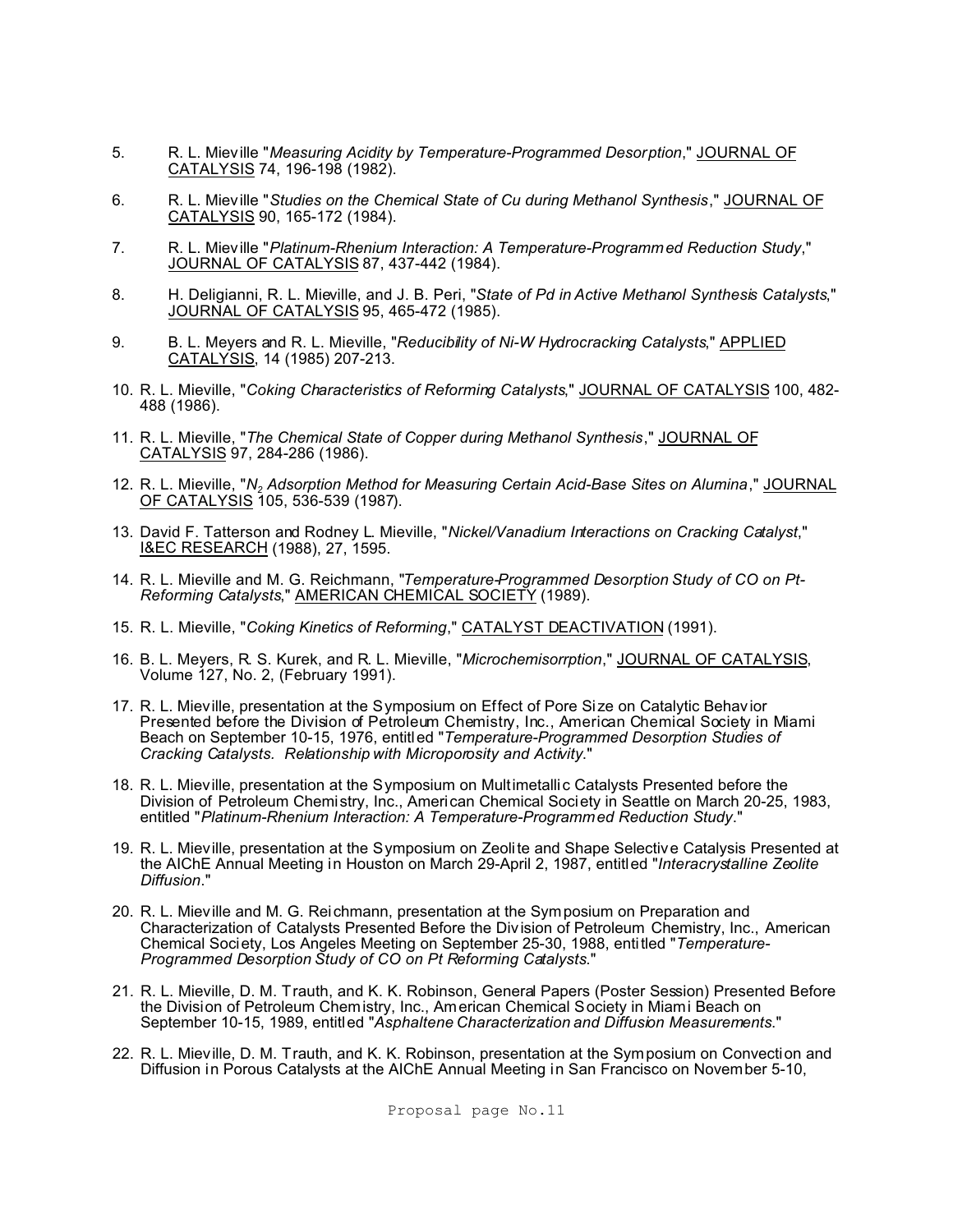5. R. L. Mieville "*Measuring Acidity by Temperature-Programmed Desorption*," JOURNAL OF CATALYSIS 74, 196-198 (1982).

6. R. L. Mieville "*Studies on the Chemical State of Cu during Methanol Synthesis*," JOURNAL OF CATALYSIS 90, 165-172 (1984).

7. R. L. Mieville "*Platinum-Rhenium Interaction: A Temperature-Programmed Reduction Study*," JOURNAL OF CATALYSIS 87, 437-442 (1984).

8. H. Deligianni, R. L. Mieville, and J. B. Peri, "*State of Pd in Active Methanol Synthesis Catalysts*," JOURNAL OF CATALYSIS 95, 465-472 (1985).

9. B. L. Meyers and R. L. Mieville, "*Reducibility of Ni-W Hydrocracking Catalysts*," APPLIED CATALYSIS, 14 (1985) 207-213.

10. R. L. Mieville, "*Coking Characteristics of Reforming Catalysts*," JOURNAL OF CATALYSIS 100, 482-488 (1986).

11. R. L. Mieville, "*The Chemical State of Copper during Methanol Synthesis*," JOURNAL OF CATALYSIS 97, 284-286 (1986).

12. R. L. Mieville, "*$N_2$ Adsorption Method for Measuring Certain Acid-Base Sites on Alumina*," JOURNAL OF CATALYSIS 105, 536-539 (1987).

13. David F. Tatterson and Rodney L. Mieville, "*Nickel/Vanadium Interactions on Cracking Catalyst*," I&EC RESEARCH (1988), 27, 1595.

14. R. L. Mieville and M. G. Reichmann, "*Temperature-Programmed Desorption Study of CO on Pt-Reforming Catalysts*," AMERICAN CHEMICAL SOCIETY (1989).

15. R. L. Mieville, "*Coking Kinetics of Reforming*," CATALYST DEACTIVATION (1991).

16. B. L. Meyers, R. S. Kurek, and R. L. Mieville, "*Microchemisorrption*," JOURNAL OF CATALYSIS, Volume 127, No. 2, (February 1991).

17. R. L. Mieville, presentation at the Symposium on Effect of Pore Size on Catalytic Behavior Presented before the Division of Petroleum Chemistry, Inc., American Chemical Society in Miami Beach on September 10-15, 1976, entitled "*Temperature-Programmed Desorption Studies of Cracking Catalysts. Relationship with Microporosity and Activity*."

18. R. L. Mieville, presentation at the Symposium on Multimetallic Catalysts Presented before the Division of Petroleum Chemistry, Inc., American Chemical Society in Seattle on March 20-25, 1983, entitled "*Platinum-Rhenium Interaction: A Temperature-Programmed Reduction Study*."

19. R. L. Mieville, presentation at the Symposium on Zeolite and Shape Selective Catalysis Presented at the AIChE Annual Meeting in Houston on March 29-April 2, 1987, entitled "*Interacrystalline Zeolite Diffusion*."

20. R. L. Mieville and M. G. Reichmann, presentation at the Symposium on Preparation and Characterization of Catalysts Presented Before the Division of Petroleum Chemistry, Inc., American Chemical Society, Los Angeles Meeting on September 25-30, 1988, entitled "*Temperature-Programmed Desorption Study of CO on Pt Reforming Catalysts*."

21. R. L. Mieville, D. M. Trauth, and K. K. Robinson, General Papers (Poster Session) Presented Before the Division of Petroleum Chemistry, Inc., American Chemical Society in Miami Beach on September 10-15, 1989, entitled "*Asphaltene Characterization and Diffusion Measurements*."

22. R. L. Mieville, D. M. Trauth, and K. K. Robinson, presentation at the Symposium on Convection and Diffusion in Porous Catalysts at the AIChE Annual Meeting in San Francisco on November 5-10,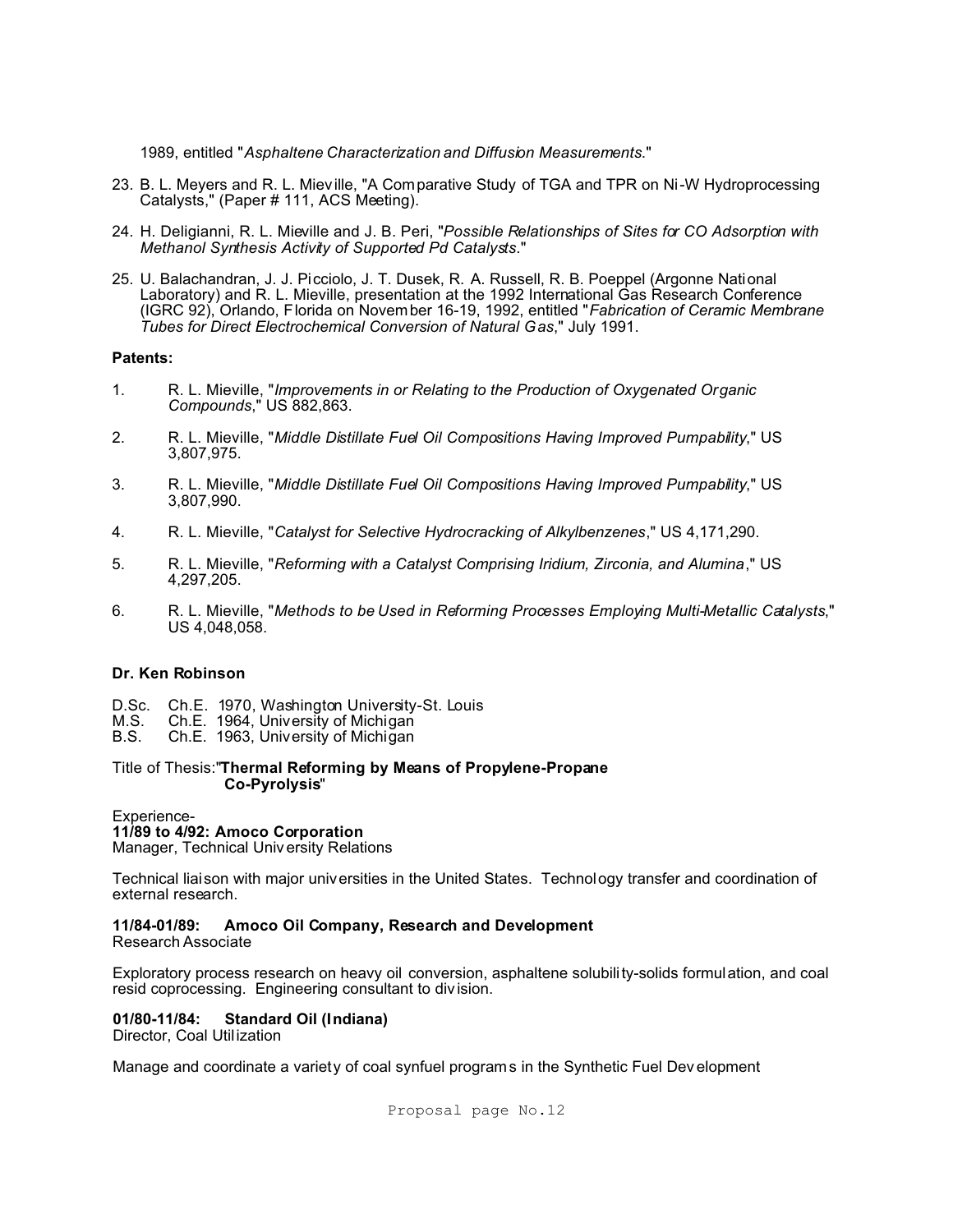1989, entitled "*Asphaltene Characterization and Diffusion Measurements*."

23. B. L. Meyers and R. L. Mieville, "A Comparative Study of TGA and TPR on Ni-W Hydroprocessing Catalysts," (Paper # 111, ACS Meeting).

24. H. Deligianni, R. L. Mieville and J. B. Peri, "*Possible Relationships of Sites for CO Adsorption with Methanol Synthesis Activity of Supported Pd Catalysts*."

25. U. Balachandran, J. J. Picciolo, J. T. Dusek, R. A. Russell, R. B. Poeppel (Argonne National Laboratory) and R. L. Mieville, presentation at the 1992 International Gas Research Conference (IGRC 92), Orlando, Florida on November 16-19, 1992, entitled "*Fabrication of Ceramic Membrane Tubes for Direct Electrochemical Conversion of Natural Gas*," July 1991.

**Patents:**

1. R. L. Mieville, "*Improvements in or Relating to the Production of Oxygenated Organic Compounds*," US 882,863.

2. R. L. Mieville, "*Middle Distillate Fuel Oil Compositions Having Improved Pumpability*," US 3,807,975.

3. R. L. Mieville, "*Middle Distillate Fuel Oil Compositions Having Improved Pumpability*," US 3,807,990.

4. R. L. Mieville, "*Catalyst for Selective Hydrocracking of Alkylbenzenes*," US 4,171,290.

5. R. L. Mieville, "*Reforming with a Catalyst Comprising Iridium, Zirconia, and Alumina*," US 4,297,205.

6. R. L. Mieville, "*Methods to be Used in Reforming Processes Employing Multi-Metallic Catalysts*," US 4,048,058.

**Dr. Ken Robinson**

D.Sc. Ch.E. 1970, Washington University-St. Louis
M.S. Ch.E. 1964, University of Michigan
B.S. Ch.E. 1963, University of Michigan

Title of Thesis:"**Thermal Reforming by Means of Propylene-Propane Co-Pyrolysis**"

Experience-
**11/89 to 4/92: Amoco Corporation**
Manager, Technical University Relations

Technical liaison with major universities in the United States. Technology transfer and coordination of external research.

**11/84-01/89: Amoco Oil Company, Research and Development**
Research Associate

Exploratory process research on heavy oil conversion, asphaltene solubility-solids formulation, and coal resid coprocessing. Engineering consultant to division.

**01/80-11/84: Standard Oil (Indiana)**
Director, Coal Utilization

Manage and coordinate a variety of coal synfuel programs in the Synthetic Fuel Development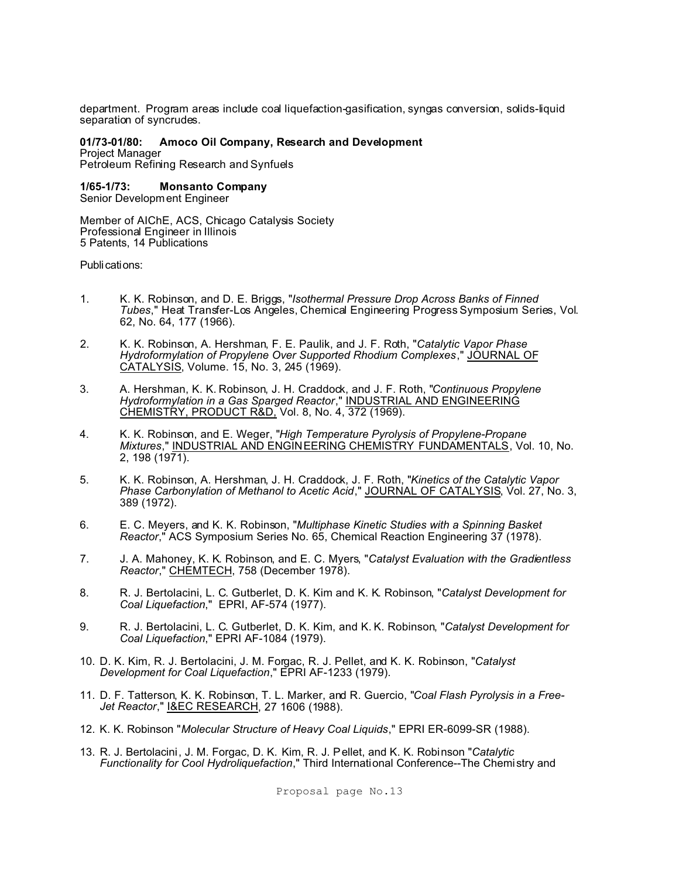department. Program areas include coal liquefaction-gasification, syngas conversion, solids-liquid separation of syncrudes.

**01/73-01/80: Amoco Oil Company, Research and Development**
Project Manager
Petroleum Refining Research and Synfuels

**1/65-1/73: Monsanto Company**
Senior Development Engineer

Member of AIChE, ACS, Chicago Catalysis Society
Professional Engineer in Illinois
5 Patents, 14 Publications

Publications:

1. K. K. Robinson, and D. E. Briggs, "*Isothermal Pressure Drop Across Banks of Finned Tubes*," Heat Transfer-Los Angeles, Chemical Engineering Progress Symposium Series, Vol. 62, No. 64, 177 (1966).

2. K. K. Robinson, A. Hershman, F. E. Paulik, and J. F. Roth, "*Catalytic Vapor Phase Hydroformylation of Propylene Over Supported Rhodium Complexes*," JOURNAL OF CATALYSIS, Volume. 15, No. 3, 245 (1969).

3. A. Hershman, K. K. Robinson, J. H. Craddock, and J. F. Roth, "*Continuous Propylene Hydroformylation in a Gas Sparged Reactor*," INDUSTRIAL AND ENGINEERING CHEMISTRY, PRODUCT R&D, Vol. 8, No. 4, 372 (1969).

4. K. K. Robinson, and E. Weger, "*High Temperature Pyrolysis of Propylene-Propane Mixtures*," INDUSTRIAL AND ENGINEERING CHEMISTRY FUNDAMENTALS, Vol. 10, No. 2, 198 (1971).

5. K. K. Robinson, A. Hershman, J. H. Craddock, J. F. Roth, "*Kinetics of the Catalytic Vapor Phase Carbonylation of Methanol to Acetic Acid*," JOURNAL OF CATALYSIS, Vol. 27, No. 3, 389 (1972).

6. E. C. Meyers, and K. K. Robinson, "*Multiphase Kinetic Studies with a Spinning Basket Reactor*," ACS Symposium Series No. 65, Chemical Reaction Engineering 37 (1978).

7. J. A. Mahoney, K. K. Robinson, and E. C. Myers, "*Catalyst Evaluation with the Gradientless Reactor*," CHEMTECH, 758 (December 1978).

8. R. J. Bertolacini, L. C. Gutberlet, D. K. Kim and K. K. Robinson, "*Catalyst Development for Coal Liquefaction*," EPRI, AF-574 (1977).

9. R. J. Bertolacini, L. C. Gutberlet, D. K. Kim, and K. K. Robinson, "*Catalyst Development for Coal Liquefaction*," EPRI AF-1084 (1979).

10. D. K. Kim, R. J. Bertolacini, J. M. Forgac, R. J. Pellet, and K. K. Robinson, "*Catalyst Development for Coal Liquefaction*," EPRI AF-1233 (1979).

11. D. F. Tatterson, K. K. Robinson, T. L. Marker, and R. Guercio, "*Coal Flash Pyrolysis in a Free-Jet Reactor*," I&EC RESEARCH, 27 1606 (1988).

12. K. K. Robinson "*Molecular Structure of Heavy Coal Liquids*," EPRI ER-6099-SR (1988).

13. R. J. Bertolacini, J. M. Forgac, D. K. Kim, R. J. Pellet, and K. K. Robinson "*Catalytic Functionality for Cool Hydroliquefaction*," Third International Conference--The Chemistry and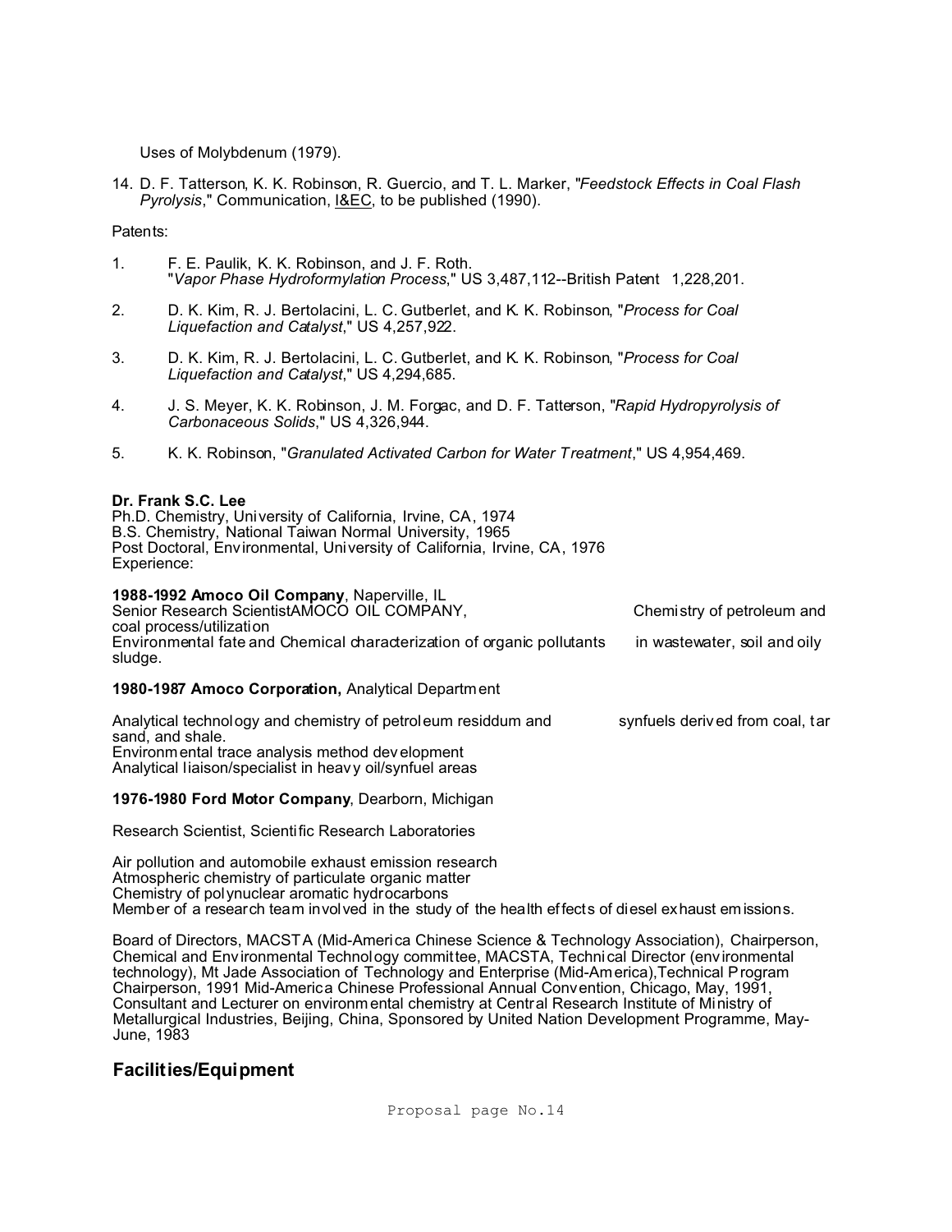Uses of Molybdenum (1979).

14. D. F. Tatterson, K. K. Robinson, R. Guercio, and T. L. Marker, "*Feedstock Effects in Coal Flash Pyrolysis*," Communication, I&EC, to be published (1990).

Patents:

1. F. E. Paulik, K. K. Robinson, and J. F. Roth. "*Vapor Phase Hydroformylation Process*," US 3,487,112--British Patent 1,228,201.
2. D. K. Kim, R. J. Bertolacini, L. C. Gutberlet, and K. K. Robinson, "*Process for Coal Liquefaction and Catalyst*," US 4,257,922.
3. D. K. Kim, R. J. Bertolacini, L. C. Gutberlet, and K. K. Robinson, "*Process for Coal Liquefaction and Catalyst*," US 4,294,685.
4. J. S. Meyer, K. K. Robinson, J. M. Forgac, and D. F. Tatterson, "*Rapid Hydropyrolysis of Carbonaceous Solids*," US 4,326,944.
5. K. K. Robinson, "*Granulated Activated Carbon for Water Treatment*," US 4,954,469.

**Dr. Frank S.C. Lee**
Ph.D. Chemistry, University of California, Irvine, CA, 1974
B.S. Chemistry, National Taiwan Normal University, 1965
Post Doctoral, Environmental, University of California, Irvine, CA, 1976
Experience:

**1988-1992 Amoco Oil Company**, Naperville, IL
Senior Research ScientistAMOCO OIL COMPANY, Chemistry of petroleum and coal process/utilization
Environmental fate and Chemical characterization of organic pollutants in wastewater, soil and oily sludge.

**1980-1987 Amoco Corporation,** Analytical Department

Analytical technology and chemistry of petroleum residdum and synfuels derived from coal, tar sand, and shale.
Environmental trace analysis method development
Analytical liaison/specialist in heavy oil/synfuel areas

**1976-1980 Ford Motor Company**, Dearborn, Michigan

Research Scientist, Scientific Research Laboratories

Air pollution and automobile exhaust emission research
Atmospheric chemistry of particulate organic matter
Chemistry of polynuclear aromatic hydrocarbons
Member of a research team involved in the study of the health effects of diesel exhaust emissions.

Board of Directors, MACSTA (Mid-America Chinese Science & Technology Association), Chairperson, Chemical and Environmental Technology committee, MACSTA, Technical Director (environmental technology), Mt Jade Association of Technology and Enterprise (Mid-America),Technical Program Chairperson, 1991 Mid-America Chinese Professional Annual Convention, Chicago, May, 1991, Consultant and Lecturer on environmental chemistry at Central Research Institute of Ministry of Metallurgical Industries, Beijing, China, Sponsored by United Nation Development Programme, May-June, 1983

## Facilities/Equipment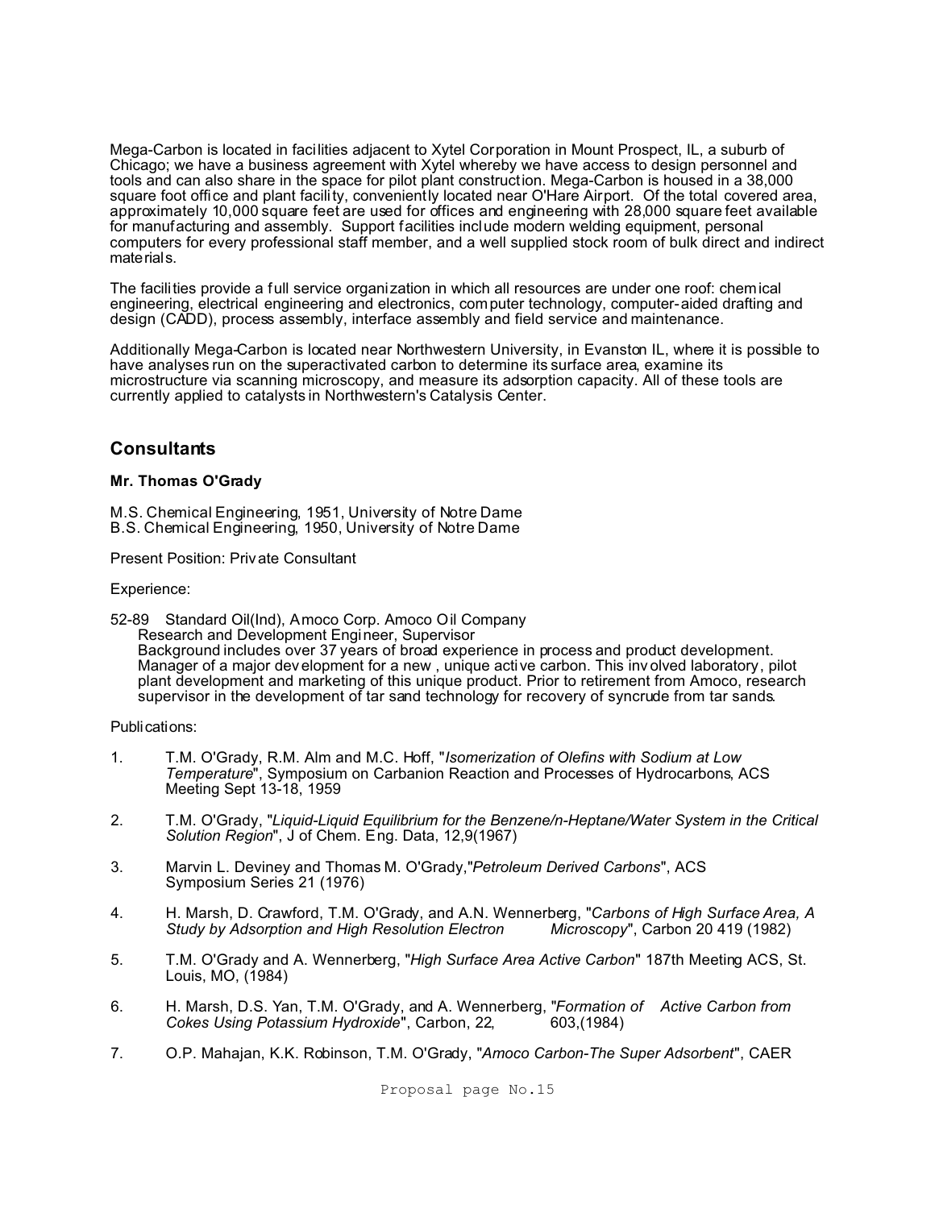Mega-Carbon is located in facilities adjacent to Xytel Corporation in Mount Prospect, IL, a suburb of Chicago; we have a business agreement with Xytel whereby we have access to design personnel and tools and can also share in the space for pilot plant construction. Mega-Carbon is housed in a 38,000 square foot office and plant facility, conveniently located near O'Hare Airport. Of the total covered area, approximately 10,000 square feet are used for offices and engineering with 28,000 square feet available for manufacturing and assembly. Support facilities include modern welding equipment, personal computers for every professional staff member, and a well supplied stock room of bulk direct and indirect materials.

The facilities provide a full service organization in which all resources are under one roof: chemical engineering, electrical engineering and electronics, computer technology, computer-aided drafting and design (CADD), process assembly, interface assembly and field service and maintenance.

Additionally Mega-Carbon is located near Northwestern University, in Evanston IL, where it is possible to have analyses run on the superactivated carbon to determine its surface area, examine its microstructure via scanning microscopy, and measure its adsorption capacity. All of these tools are currently applied to catalysts in Northwestern's Catalysis Center.

## Consultants

**Mr. Thomas O'Grady**

M.S. Chemical Engineering, 1951, University of Notre Dame
B.S. Chemical Engineering, 1950, University of Notre Dame

Present Position: Private Consultant

Experience:

52-89 Standard Oil(Ind), Amoco Corp. Amoco Oil Company
Research and Development Engineer, Supervisor
Background includes over 37 years of broad experience in process and product development. Manager of a major development for a new , unique active carbon. This involved laboratory, pilot plant development and marketing of this unique product. Prior to retirement from Amoco, research supervisor in the development of tar sand technology for recovery of syncrude from tar sands.

Publications:

1. T.M. O'Grady, R.M. Alm and M.C. Hoff, "*Isomerization of Olefins with Sodium at Low Temperature*", Symposium on Carbanion Reaction and Processes of Hydrocarbons, ACS Meeting Sept 13-18, 1959

2. T.M. O'Grady, "*Liquid-Liquid Equilibrium for the Benzene/n-Heptane/Water System in the Critical Solution Region*", J of Chem. Eng. Data, 12,9(1967)

3. Marvin L. Deviney and Thomas M. O'Grady,"*Petroleum Derived Carbons*", ACS Symposium Series 21 (1976)

4. H. Marsh, D. Crawford, T.M. O'Grady, and A.N. Wennerberg, "*Carbons of High Surface Area, A Study by Adsorption and High Resolution Electron Microscopy*", Carbon 20 419 (1982)

5. T.M. O'Grady and A. Wennerberg, "*High Surface Area Active Carbon*" 187th Meeting ACS, St. Louis, MO, (1984)

6. H. Marsh, D.S. Yan, T.M. O'Grady, and A. Wennerberg, "*Formation of Active Carbon from Cokes Using Potassium Hydroxide*", Carbon, 22, 603,(1984)

7. O.P. Mahajan, K.K. Robinson, T.M. O'Grady, "*Amoco Carbon-The Super Adsorbent*", CAER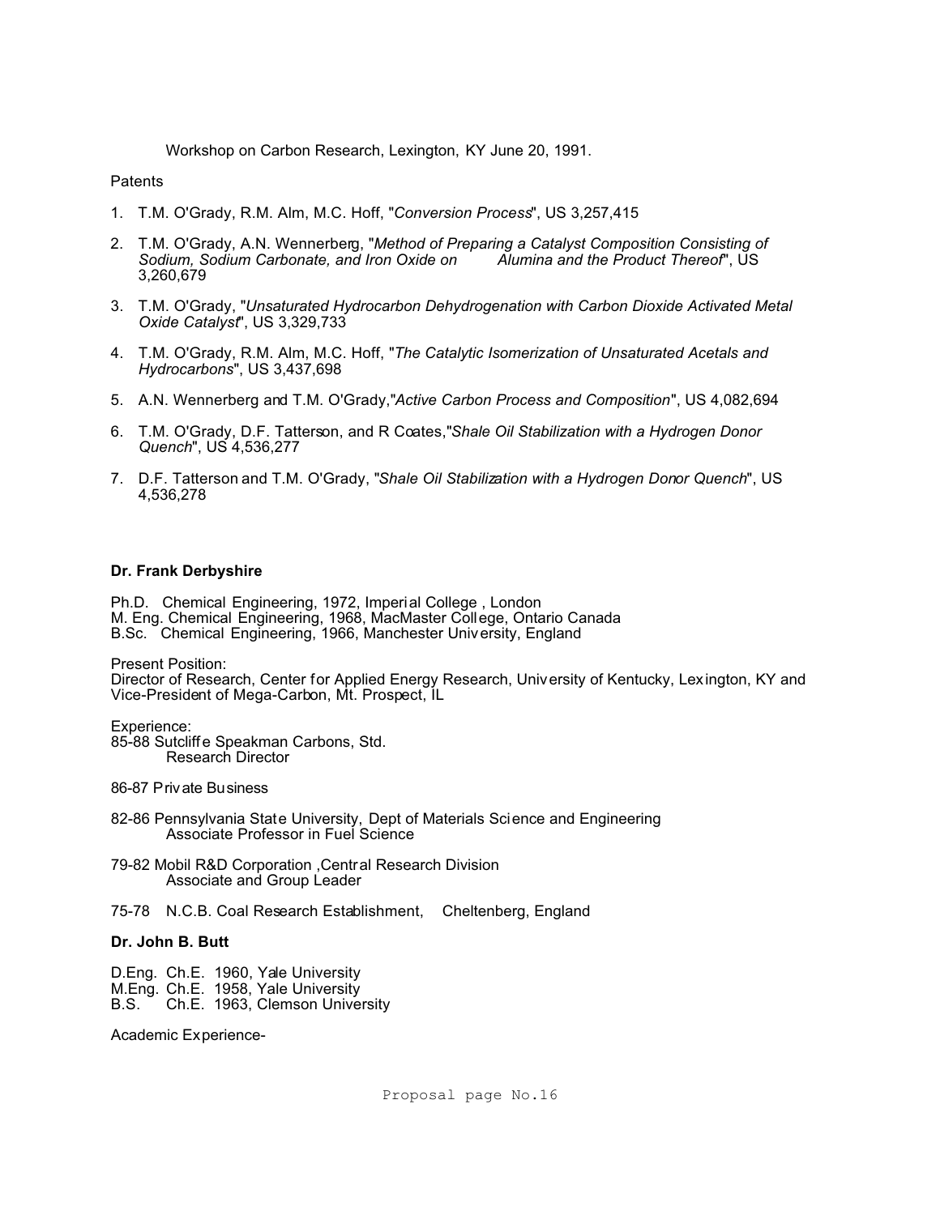Workshop on Carbon Research, Lexington, KY June 20, 1991.

Patents

1. T.M. O'Grady, R.M. Alm, M.C. Hoff, "*Conversion Process*", US 3,257,415
2. T.M. O'Grady, A.N. Wennerberg, "*Method of Preparing a Catalyst Composition Consisting of Sodium, Sodium Carbonate, and Iron Oxide on Alumina and the Product Thereof*", US 3,260,679
3. T.M. O'Grady, "*Unsaturated Hydrocarbon Dehydrogenation with Carbon Dioxide Activated Metal Oxide Catalyst*", US 3,329,733
4. T.M. O'Grady, R.M. Alm, M.C. Hoff, "*The Catalytic Isomerization of Unsaturated Acetals and Hydrocarbons*", US 3,437,698
5. A.N. Wennerberg and T.M. O'Grady,"*Active Carbon Process and Composition*", US 4,082,694
6. T.M. O'Grady, D.F. Tatterson, and R Coates,"*Shale Oil Stabilization with a Hydrogen Donor Quench*", US 4,536,277
7. D.F. Tatterson and T.M. O'Grady, "*Shale Oil Stabilization with a Hydrogen Donor Quench*", US 4,536,278

**Dr. Frank Derbyshire**

Ph.D. Chemical Engineering, 1972, Imperial College , London
M. Eng. Chemical Engineering, 1968, MacMaster College, Ontario Canada
B.Sc. Chemical Engineering, 1966, Manchester University, England

Present Position:
Director of Research, Center for Applied Energy Research, University of Kentucky, Lexington, KY and Vice-President of Mega-Carbon, Mt. Prospect, IL

Experience:
85-88 Sutcliffe Speakman Carbons, Std.
Research Director

86-87 Private Business

82-86 Pennsylvania State University, Dept of Materials Science and Engineering
Associate Professor in Fuel Science

79-82 Mobil R&D Corporation ,Central Research Division
Associate and Group Leader

75-78 N.C.B. Coal Research Establishment, Cheltenberg, England

**Dr. John B. Butt**

D.Eng. Ch.E. 1960, Yale University
M.Eng. Ch.E. 1958, Yale University
B.S. Ch.E. 1963, Clemson University

Academic Experience-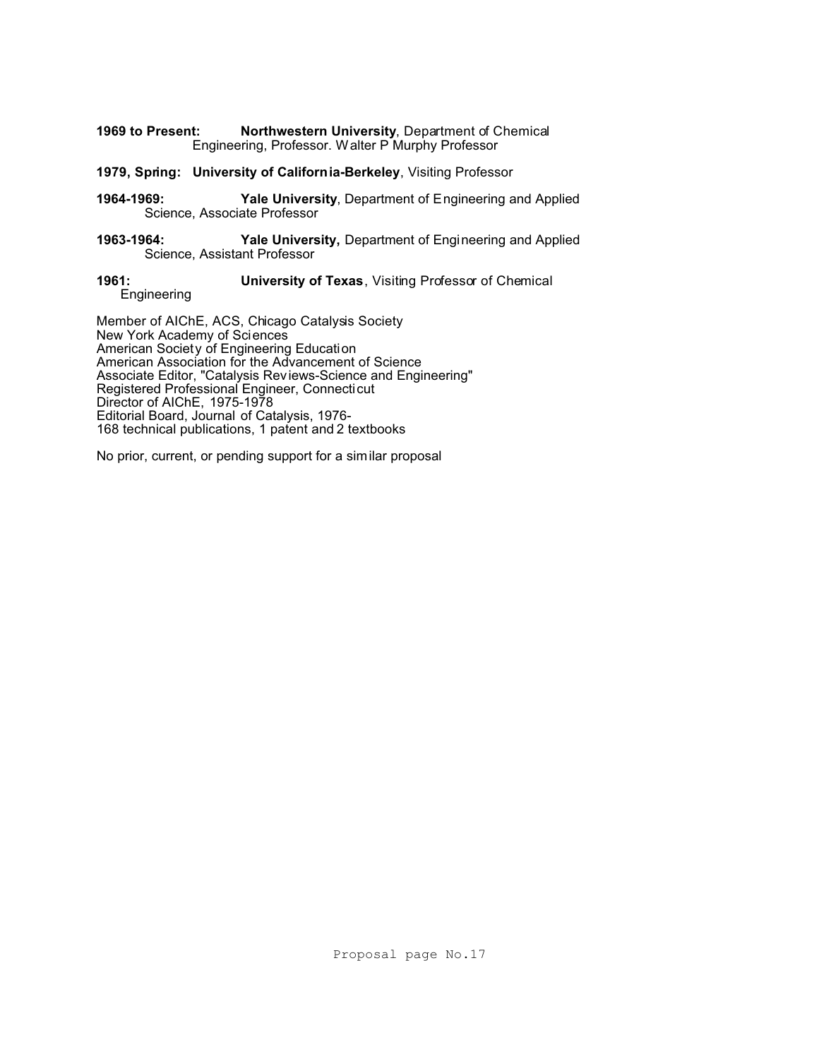**1969 to Present:** **Northwestern University**, Department of Chemical Engineering, Professor. Walter P Murphy Professor

**1979, Spring:** **University of California-Berkeley**, Visiting Professor

**1964-1969:** **Yale University**, Department of Engineering and Applied Science, Associate Professor

**1963-1964:** **Yale University,** Department of Engineering and Applied Science, Assistant Professor

**1961:** **University of Texas**, Visiting Professor of Chemical Engineering

Member of AIChE, ACS, Chicago Catalysis Society
New York Academy of Sciences
American Society of Engineering Education
American Association for the Advancement of Science
Associate Editor, "Catalysis Reviews-Science and Engineering"
Registered Professional Engineer, Connecticut
Director of AIChE, 1975-1978
Editorial Board, Journal of Catalysis, 1976-
168 technical publications, 1 patent and 2 textbooks

No prior, current, or pending support for a similar proposal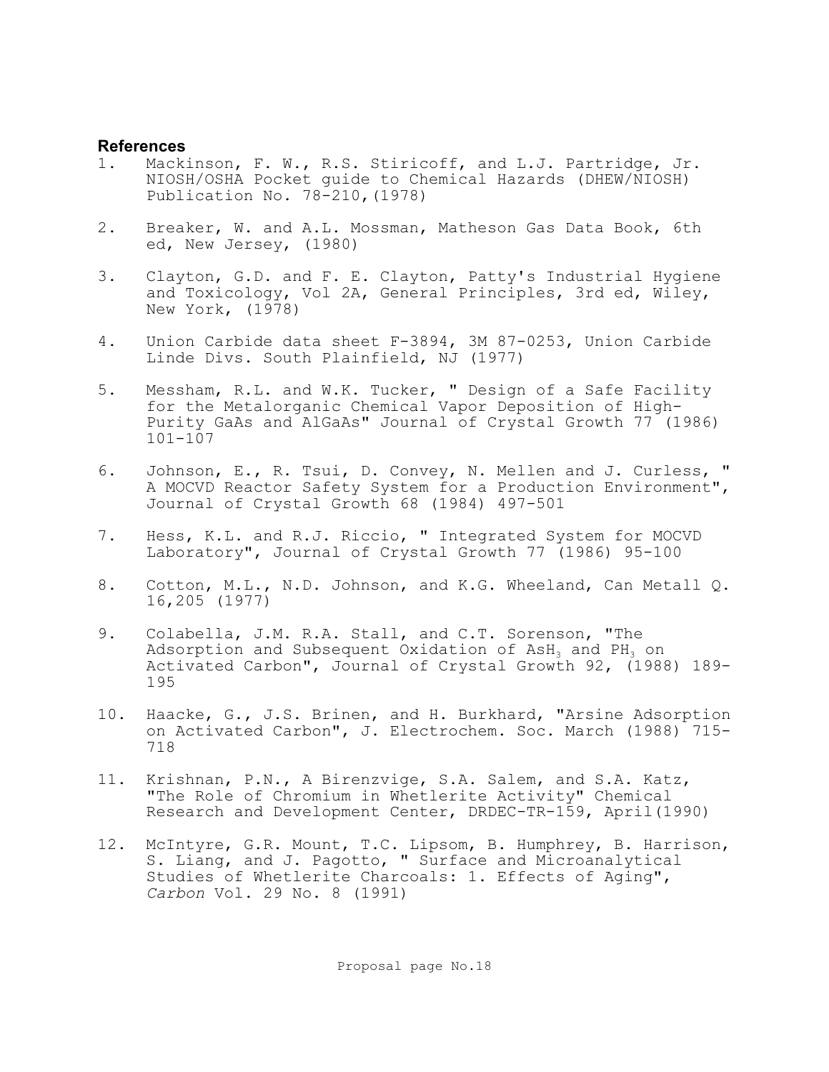## References

1. Mackinson, F. W., R.S. Stiricoff, and L.J. Partridge, Jr. NIOSH/OSHA Pocket guide to Chemical Hazards (DHEW/NIOSH) Publication No. 78-210,(1978)

2. Breaker, W. and A.L. Mossman, Matheson Gas Data Book, 6th ed, New Jersey, (1980)

3. Clayton, G.D. and F. E. Clayton, Patty's Industrial Hygiene and Toxicology, Vol 2A, General Principles, 3rd ed, Wiley, New York, (1978)

4. Union Carbide data sheet F-3894, 3M 87-0253, Union Carbide Linde Divs. South Plainfield, NJ (1977)

5. Messham, R.L. and W.K. Tucker, " Design of a Safe Facility for the Metalorganic Chemical Vapor Deposition of High-Purity GaAs and AlGaAs" Journal of Crystal Growth 77 (1986) 101-107

6. Johnson, E., R. Tsui, D. Convey, N. Mellen and J. Curless, " A MOCVD Reactor Safety System for a Production Environment", Journal of Crystal Growth 68 (1984) 497-501

7. Hess, K.L. and R.J. Riccio, " Integrated System for MOCVD Laboratory", Journal of Crystal Growth 77 (1986) 95-100

8. Cotton, M.L., N.D. Johnson, and K.G. Wheeland, Can Metall Q. 16,205 (1977)

9. Colabella, J.M. R.A. Stall, and C.T. Sorenson, "The Adsorption and Subsequent Oxidation of $AsH_3$ and $PH_3$ on Activated Carbon", Journal of Crystal Growth 92, (1988) 189-195

10. Haacke, G., J.S. Brinen, and H. Burkhard, "Arsine Adsorption on Activated Carbon", J. Electrochem. Soc. March (1988) 715-718

11. Krishnan, P.N., A Birenzvige, S.A. Salem, and S.A. Katz, "The Role of Chromium in Whetlerite Activity" Chemical Research and Development Center, DRDEC-TR-159, April(1990)

12. McIntyre, G.R. Mount, T.C. Lipsom, B. Humphrey, B. Harrison, S. Liang, and J. Pagotto, " Surface and Microanalytical Studies of Whetlerite Charcoals: 1. Effects of Aging", *Carbon* Vol. 29 No. 8 (1991)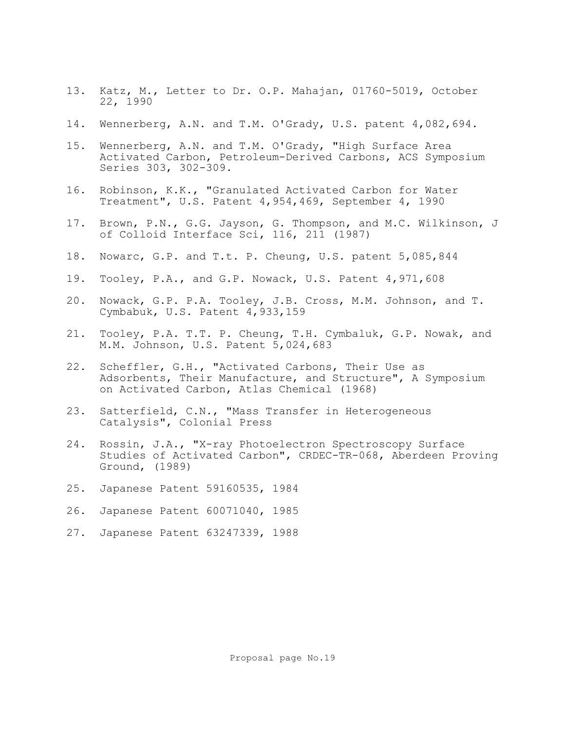13. Katz, M., Letter to Dr. O.P. Mahajan, 01760-5019, October 22, 1990

14. Wennerberg, A.N. and T.M. O'Grady, U.S. patent 4,082,694.

15. Wennerberg, A.N. and T.M. O'Grady, "High Surface Area Activated Carbon, Petroleum-Derived Carbons, ACS Symposium Series 303, 302-309.

16. Robinson, K.K., "Granulated Activated Carbon for Water Treatment", U.S. Patent 4,954,469, September 4, 1990

17. Brown, P.N., G.G. Jayson, G. Thompson, and M.C. Wilkinson, J of Colloid Interface Sci, 116, 211 (1987)

18. Nowarc, G.P. and T.t. P. Cheung, U.S. patent 5,085,844

19. Tooley, P.A., and G.P. Nowack, U.S. Patent 4,971,608

20. Nowack, G.P. P.A. Tooley, J.B. Cross, M.M. Johnson, and T. Cymbabuk, U.S. Patent 4,933,159

21. Tooley, P.A. T.T. P. Cheung, T.H. Cymbaluk, G.P. Nowak, and M.M. Johnson, U.S. Patent 5,024,683

22. Scheffler, G.H., "Activated Carbons, Their Use as Adsorbents, Their Manufacture, and Structure", A Symposium on Activated Carbon, Atlas Chemical (1968)

23. Satterfield, C.N., "Mass Transfer in Heterogeneous Catalysis", Colonial Press

24. Rossin, J.A., "X-ray Photoelectron Spectroscopy Surface Studies of Activated Carbon", CRDEC-TR-068, Aberdeen Proving Ground, (1989)

25. Japanese Patent 59160535, 1984

26. Japanese Patent 60071040, 1985

27. Japanese Patent 63247339, 1988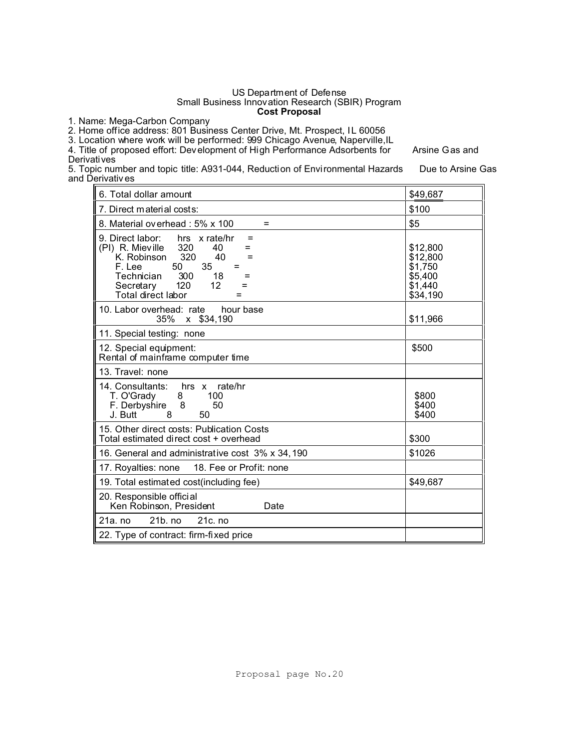US Department of Defense
Small Business Innovation Research (SBIR) Program
**Cost Proposal**

1. Name: Mega-Carbon Company
2. Home office address: 801 Business Center Drive, Mt. Prospect, IL 60056
3. Location where work will be performed: 999 Chicago Avenue, Naperville,IL
4. Title of proposed effort: Development of High Performance Adsorbents for Arsine Gas and Derivatives
5. Topic number and topic title: A931-044, Reduction of Environmental Hazards Due to Arsine Gas and Derivatives

| | |
|---|---|
| 6. Total dollar amount | $49,687 |
| 7. Direct material costs: | $100 |
| 8. Material overhead : 5% x 100 = | $5 |
| 9. Direct labor: hrs x rate/hr =<br>(PI) R. Mieville 320 40 =<br>K. Robinson 320 40 =<br>F. Lee 50 35 =<br>Technician 300 18 =<br>Secretary 120 12 =<br>Total direct labor = | <br>$12,800<br>$12,800<br>$1,750<br>$5,400<br>$1,440<br>$34,190 |
| 10. Labor overhead: rate hour base<br>35% x $34,190 | <br>$11,966 |
| 11. Special testing: none | |
| 12. Special equipment:<br>Rental of mainframe computer time | $500 |
| 13. Travel: none | |
| 14. Consultants: hrs x rate/hr<br>T. O'Grady 8 100<br>F. Derbyshire 8 50<br>J. Butt 8 50 | <br>$800<br>$400<br>$400 |
| 15. Other direct costs: Publication Costs<br>Total estimated direct cost + overhead | <br>$300 |
| 16. General and administrative cost 3% x 34,190 | $1026 |
| 17. Royalties: none 18. Fee or Profit: none | |
| 19. Total estimated cost(including fee) | $49,687 |
| 20. Responsible official<br>Ken Robinson, President Date | |
| 21a. no 21b. no 21c. no | |
| 22. Type of contract: firm-fixed price | |

Proposal page No.20